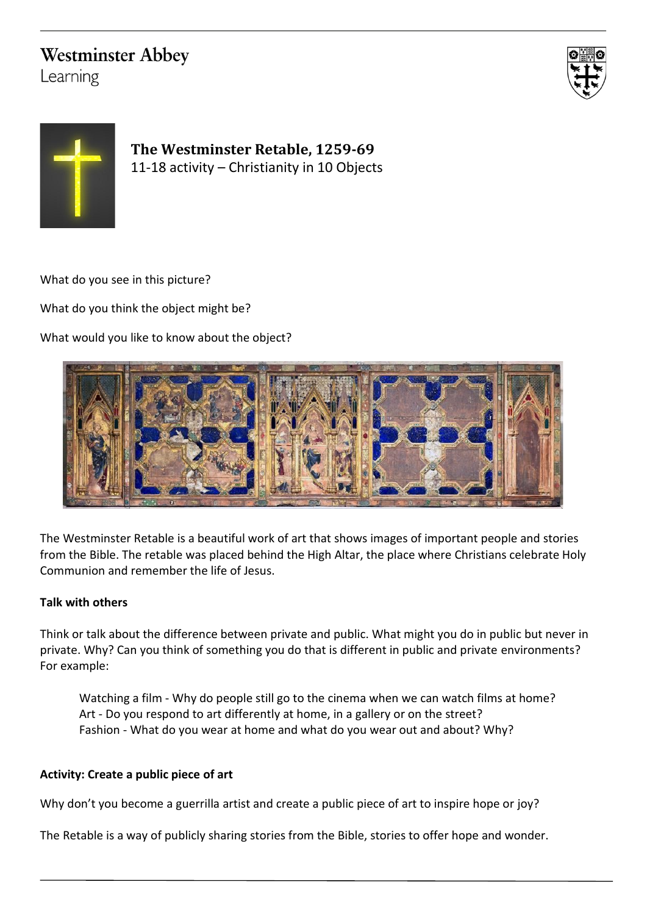Westminster Abbey
Learning

# The Westminster Retable, 1259-69

11-18 activity – Christianity in 10 Objects

What do you see in this picture?

What do you think the object might be?

What would you like to know about the object?

The Westminster Retable is a beautiful work of art that shows images of important people and stories from the Bible. The retable was placed behind the High Altar, the place where Christians celebrate Holy Communion and remember the life of Jesus.

**Talk with others**

Think or talk about the difference between private and public. What might you do in public but never in private. Why? Can you think of something you do that is different in public and private environments? For example:

> Watching a film - Why do people still go to the cinema when we can watch films at home?
> Art - Do you respond to art differently at home, in a gallery or on the street?
> Fashion - What do you wear at home and what do you wear out and about? Why?

**Activity: Create a public piece of art**

Why don't you become a guerrilla artist and create a public piece of art to inspire hope or joy?

The Retable is a way of publicly sharing stories from the Bible, stories to offer hope and wonder.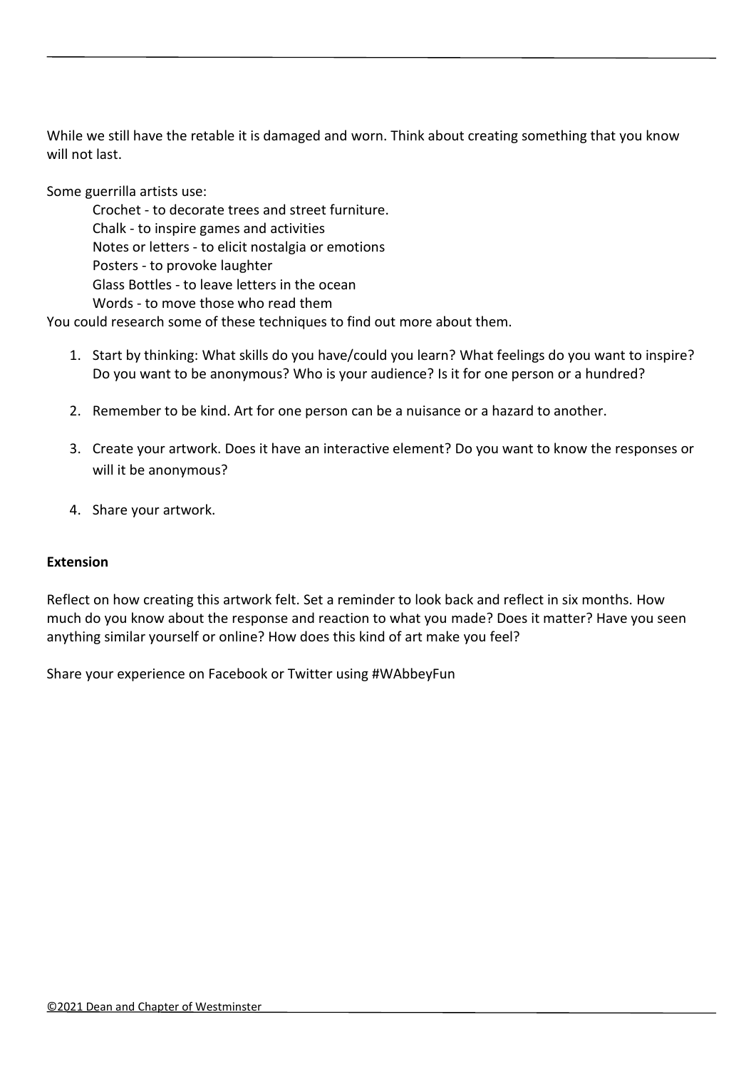While we still have the retable it is damaged and worn. Think about creating something that you know will not last.

Some guerrilla artists use:

- Crochet - to decorate trees and street furniture.
- Chalk - to inspire games and activities
- Notes or letters - to elicit nostalgia or emotions
- Posters - to provoke laughter
- Glass Bottles - to leave letters in the ocean
- Words - to move those who read them

You could research some of these techniques to find out more about them.

1. Start by thinking: What skills do you have/could you learn? What feelings do you want to inspire? Do you want to be anonymous? Who is your audience? Is it for one person or a hundred?

2. Remember to be kind. Art for one person can be a nuisance or a hazard to another.

3. Create your artwork. Does it have an interactive element? Do you want to know the responses or will it be anonymous?

4. Share your artwork.

**Extension**

Reflect on how creating this artwork felt. Set a reminder to look back and reflect in six months. How much do you know about the response and reaction to what you made? Does it matter? Have you seen anything similar yourself or online? How does this kind of art make you feel?

Share your experience on Facebook or Twitter using #WAbbeyFun

©2021 Dean and Chapter of Westminster